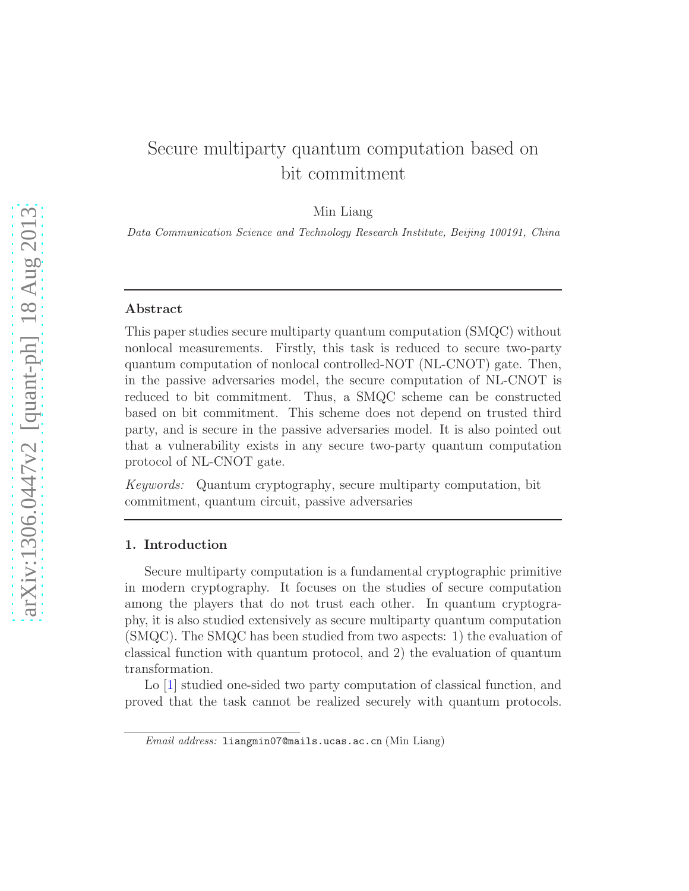# Secure multiparty quantum computation based on bit commitment

Min Liang

*Data Communication Science and Technology Research Institute, Beijing 100191, China*

---

## Abstract

This paper studies secure multiparty quantum computation (SMQC) without nonlocal measurements. Firstly, this task is reduced to secure two-party quantum computation of nonlocal controlled-NOT (NL-CNOT) gate. Then, in the passive adversaries model, the secure computation of NL-CNOT is reduced to bit commitment. Thus, a SMQC scheme can be constructed based on bit commitment. This scheme does not depend on trusted third party, and is secure in the passive adversaries model. It is also pointed out that a vulnerability exists in any secure two-party quantum computation protocol of NL-CNOT gate.

*Keywords:* Quantum cryptography, secure multiparty computation, bit commitment, quantum circuit, passive adversaries

---

## 1. Introduction

Secure multiparty computation is a fundamental cryptographic primitive in modern cryptography. It focuses on the studies of secure computation among the players that do not trust each other. In quantum cryptography, it is also studied extensively as secure multiparty quantum computation (SMQC). The SMQC has been studied from two aspects: 1) the evaluation of classical function with quantum protocol, and 2) the evaluation of quantum transformation.

Lo [1] studied one-sided two party computation of classical function, and proved that the task cannot be realized securely with quantum protocols.

*Email address:* liangmin07@mails.ucas.ac.cn (Min Liang)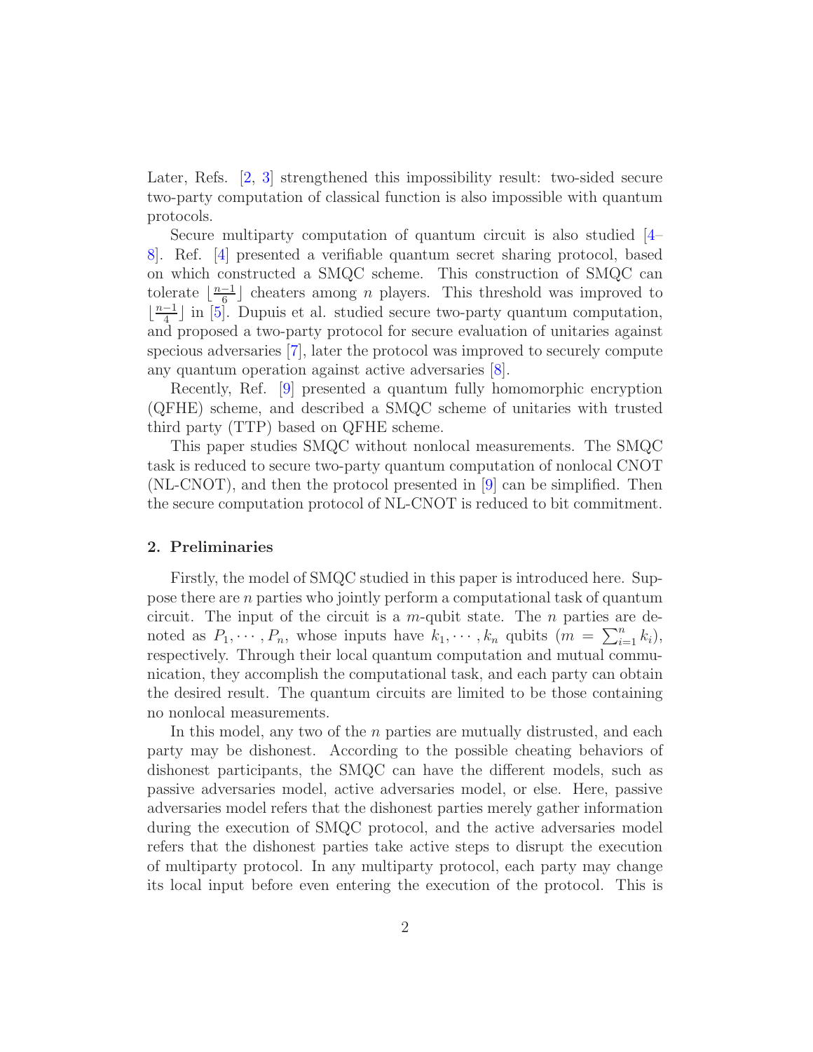Later, Refs. [2, 3] strengthened this impossibility result: two-sided secure two-party computation of classical function is also impossible with quantum protocols.

Secure multiparty computation of quantum circuit is also studied [4–8]. Ref. [4] presented a verifiable quantum secret sharing protocol, based on which constructed a SMQC scheme. This construction of SMQC can tolerate $\lfloor \frac{n-1}{6} \rfloor$ cheaters among $n$ players. This threshold was improved to $\lfloor \frac{n-1}{4} \rfloor$ in [5]. Dupuis et al. studied secure two-party quantum computation, and proposed a two-party protocol for secure evaluation of unitaries against specious adversaries [7], later the protocol was improved to securely compute any quantum operation against active adversaries [8].

Recently, Ref. [9] presented a quantum fully homomorphic encryption (QFHE) scheme, and described a SMQC scheme of unitaries with trusted third party (TTP) based on QFHE scheme.

This paper studies SMQC without nonlocal measurements. The SMQC task is reduced to secure two-party quantum computation of nonlocal CNOT (NL-CNOT), and then the protocol presented in [9] can be simplified. Then the secure computation protocol of NL-CNOT is reduced to bit commitment.

## 2. Preliminaries

Firstly, the model of SMQC studied in this paper is introduced here. Suppose there are $n$ parties who jointly perform a computational task of quantum circuit. The input of the circuit is a $m$-qubit state. The $n$ parties are denoted as $P_1, \cdots, P_n$, whose inputs have $k_1, \cdots, k_n$ qubits ($m = \sum_{i=1}^{n} k_i$), respectively. Through their local quantum computation and mutual communication, they accomplish the computational task, and each party can obtain the desired result. The quantum circuits are limited to be those containing no nonlocal measurements.

In this model, any two of the $n$ parties are mutually distrusted, and each party may be dishonest. According to the possible cheating behaviors of dishonest participants, the SMQC can have the different models, such as passive adversaries model, active adversaries model, or else. Here, passive adversaries model refers that the dishonest parties merely gather information during the execution of SMQC protocol, and the active adversaries model refers that the dishonest parties take active steps to disrupt the execution of multiparty protocol. In any multiparty protocol, each party may change its local input before even entering the execution of the protocol. This is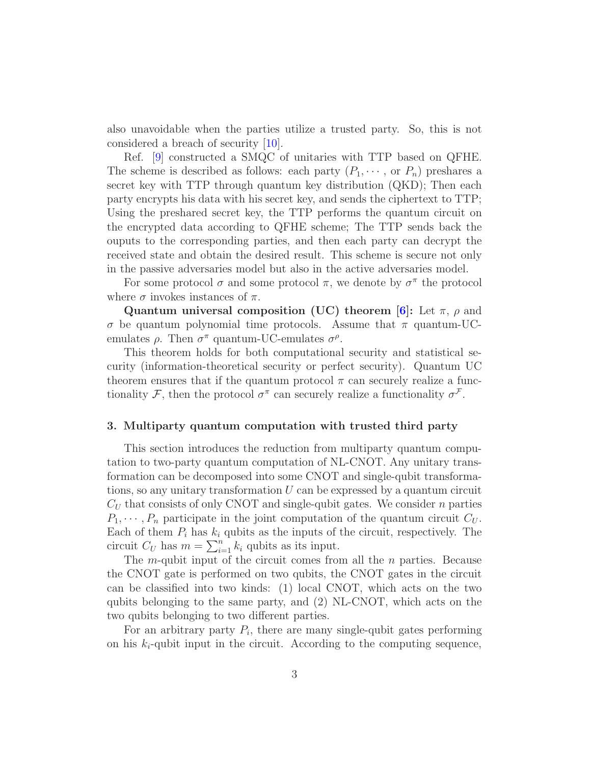also unavoidable when the parties utilize a trusted party. So, this is not considered a breach of security [10].

Ref. [9] constructed a SMQC of unitaries with TTP based on QFHE. The scheme is described as follows: each party ($P_1, \cdots,$ or $P_n$) preshares a secret key with TTP through quantum key distribution (QKD); Then each party encrypts his data with his secret key, and sends the ciphertext to TTP; Using the preshared secret key, the TTP performs the quantum circuit on the encrypted data according to QFHE scheme; The TTP sends back the ouputs to the corresponding parties, and then each party can decrypt the received state and obtain the desired result. This scheme is secure not only in the passive adversaries model but also in the active adversaries model.

For some protocol $\sigma$ and some protocol $\pi$, we denote by $\sigma^\pi$ the protocol where $\sigma$ invokes instances of $\pi$.

**Quantum universal composition (UC) theorem [6]:** Let $\pi$, $\rho$ and $\sigma$ be quantum polynomial time protocols. Assume that $\pi$ quantum-UC-emulates $\rho$. Then $\sigma^\pi$ quantum-UC-emulates $\sigma^\rho$.

This theorem holds for both computational security and statistical security (information-theoretical security or perfect security). Quantum UC theorem ensures that if the quantum protocol $\pi$ can securely realize a functionality $\mathcal{F}$, then the protocol $\sigma^\pi$ can securely realize a functionality $\sigma^{\mathcal{F}}$.

## 3. Multiparty quantum computation with trusted third party

This section introduces the reduction from multiparty quantum computation to two-party quantum computation of NL-CNOT. Any unitary transformation can be decomposed into some CNOT and single-qubit transformations, so any unitary transformation $U$ can be expressed by a quantum circuit $C_U$ that consists of only CNOT and single-qubit gates. We consider $n$ parties $P_1, \cdots, P_n$ participate in the joint computation of the quantum circuit $C_U$. Each of them $P_i$ has $k_i$ qubits as the inputs of the circuit, respectively. The circuit $C_U$ has $m = \sum_{i=1}^{n} k_i$ qubits as its input.

The $m$-qubit input of the circuit comes from all the $n$ parties. Because the CNOT gate is performed on two qubits, the CNOT gates in the circuit can be classified into two kinds: (1) local CNOT, which acts on the two qubits belonging to the same party, and (2) NL-CNOT, which acts on the two qubits belonging to two different parties.

For an arbitrary party $P_i$, there are many single-qubit gates performing on his $k_i$-qubit input in the circuit. According to the computing sequence,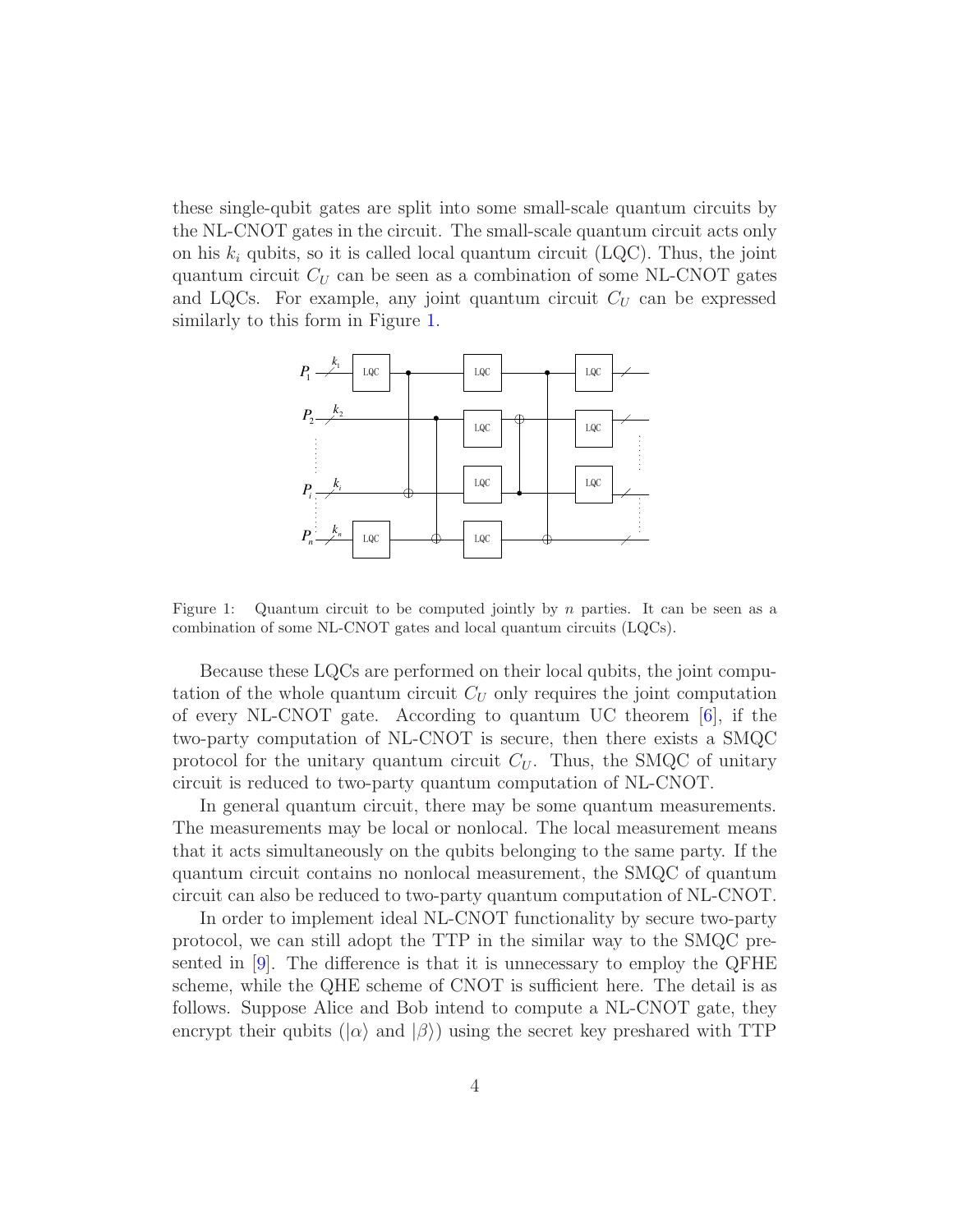these single-qubit gates are split into some small-scale quantum circuits by the NL-CNOT gates in the circuit. The small-scale quantum circuit acts only on his $k_i$ qubits, so it is called local quantum circuit (LQC). Thus, the joint quantum circuit $C_U$ can be seen as a combination of some NL-CNOT gates and LQCs. For example, any joint quantum circuit $C_U$ can be expressed similarly to this form in Figure 1.

Figure 1: Quantum circuit to be computed jointly by $n$ parties. It can be seen as a combination of some NL-CNOT gates and local quantum circuits (LQCs).

Because these LQCs are performed on their local qubits, the joint computation of the whole quantum circuit $C_U$ only requires the joint computation of every NL-CNOT gate. According to quantum UC theorem [6], if the two-party computation of NL-CNOT is secure, then there exists a SMQC protocol for the unitary quantum circuit $C_U$. Thus, the SMQC of unitary circuit is reduced to two-party quantum computation of NL-CNOT.

In general quantum circuit, there may be some quantum measurements. The measurements may be local or nonlocal. The local measurement means that it acts simultaneously on the qubits belonging to the same party. If the quantum circuit contains no nonlocal measurement, the SMQC of quantum circuit can also be reduced to two-party quantum computation of NL-CNOT.

In order to implement ideal NL-CNOT functionality by secure two-party protocol, we can still adopt the TTP in the similar way to the SMQC presented in [9]. The difference is that it is unnecessary to employ the QFHE scheme, while the QHE scheme of CNOT is sufficient here. The detail is as follows. Suppose Alice and Bob intend to compute a NL-CNOT gate, they encrypt their qubits ($|\alpha\rangle$ and $|\beta\rangle$) using the secret key preshared with TTP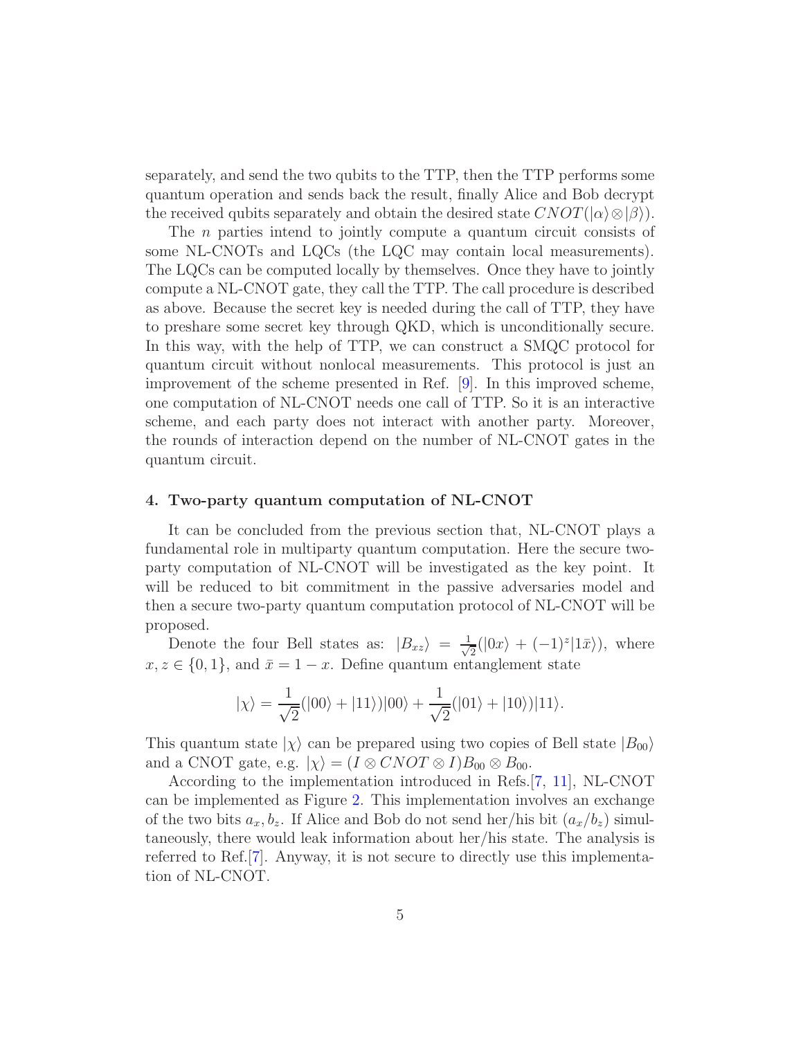separately, and send the two qubits to the TTP, then the TTP performs some quantum operation and sends back the result, finally Alice and Bob decrypt the received qubits separately and obtain the desired state $CNOT(|\alpha\rangle \otimes |\beta\rangle)$.

The $n$ parties intend to jointly compute a quantum circuit consists of some NL-CNOTs and LQCs (the LQC may contain local measurements). The LQCs can be computed locally by themselves. Once they have to jointly compute a NL-CNOT gate, they call the TTP. The call procedure is described as above. Because the secret key is needed during the call of TTP, they have to preshare some secret key through QKD, which is unconditionally secure. In this way, with the help of TTP, we can construct a SMQC protocol for quantum circuit without nonlocal measurements. This protocol is just an improvement of the scheme presented in Ref. [9]. In this improved scheme, one computation of NL-CNOT needs one call of TTP. So it is an interactive scheme, and each party does not interact with another party. Moreover, the rounds of interaction depend on the number of NL-CNOT gates in the quantum circuit.

## 4. Two-party quantum computation of NL-CNOT

It can be concluded from the previous section that, NL-CNOT plays a fundamental role in multiparty quantum computation. Here the secure two-party computation of NL-CNOT will be investigated as the key point. It will be reduced to bit commitment in the passive adversaries model and then a secure two-party quantum computation protocol of NL-CNOT will be proposed.

Denote the four Bell states as: $|B_{xz}\rangle = \frac{1}{\sqrt{2}}(|0x\rangle + (-1)^z|1\bar{x}\rangle)$, where $x, z \in \{0, 1\}$, and $\bar{x} = 1 - x$. Define quantum entanglement state

$$|\chi\rangle = \frac{1}{\sqrt{2}}(|00\rangle + |11\rangle)|00\rangle + \frac{1}{\sqrt{2}}(|01\rangle + |10\rangle)|11\rangle.$$

This quantum state $|\chi\rangle$ can be prepared using two copies of Bell state $|B_{00}\rangle$ and a CNOT gate, e.g. $|\chi\rangle = (I \otimes CNOT \otimes I)B_{00} \otimes B_{00}$.

According to the implementation introduced in Refs.[7, 11], NL-CNOT can be implemented as Figure 2. This implementation involves an exchange of the two bits $a_x, b_z$. If Alice and Bob do not send her/his bit $(a_x/b_z)$ simultaneously, there would leak information about her/his state. The analysis is referred to Ref.[7]. Anyway, it is not secure to directly use this implementation of NL-CNOT.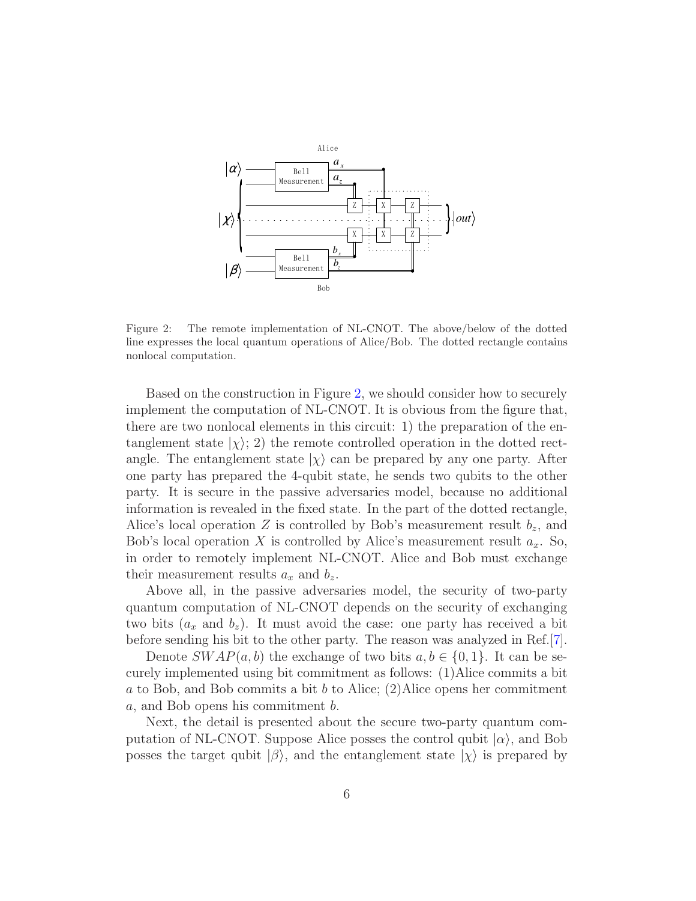Figure 2: The remote implementation of NL-CNOT. The above/below of the dotted line expresses the local quantum operations of Alice/Bob. The dotted rectangle contains nonlocal computation.

Based on the construction in Figure 2, we should consider how to securely implement the computation of NL-CNOT. It is obvious from the figure that, there are two nonlocal elements in this circuit: 1) the preparation of the entanglement state $|\chi\rangle$; 2) the remote controlled operation in the dotted rectangle. The entanglement state $|\chi\rangle$ can be prepared by any one party. After one party has prepared the 4-qubit state, he sends two qubits to the other party. It is secure in the passive adversaries model, because no additional information is revealed in the fixed state. In the part of the dotted rectangle, Alice's local operation $Z$ is controlled by Bob's measurement result $b_z$, and Bob's local operation $X$ is controlled by Alice's measurement result $a_x$. So, in order to remotely implement NL-CNOT. Alice and Bob must exchange their measurement results $a_x$ and $b_z$.

Above all, in the passive adversaries model, the security of two-party quantum computation of NL-CNOT depends on the security of exchanging two bits ($a_x$ and $b_z$). It must avoid the case: one party has received a bit before sending his bit to the other party. The reason was analyzed in Ref.[7].

Denote $SWAP(a, b)$ the exchange of two bits $a, b \in \{0, 1\}$. It can be securely implemented using bit commitment as follows: (1)Alice commits a bit $a$ to Bob, and Bob commits a bit $b$ to Alice; (2)Alice opens her commitment $a$, and Bob opens his commitment $b$.

Next, the detail is presented about the secure two-party quantum computation of NL-CNOT. Suppose Alice posses the control qubit $|\alpha\rangle$, and Bob posses the target qubit $|\beta\rangle$, and the entanglement state $|\chi\rangle$ is prepared by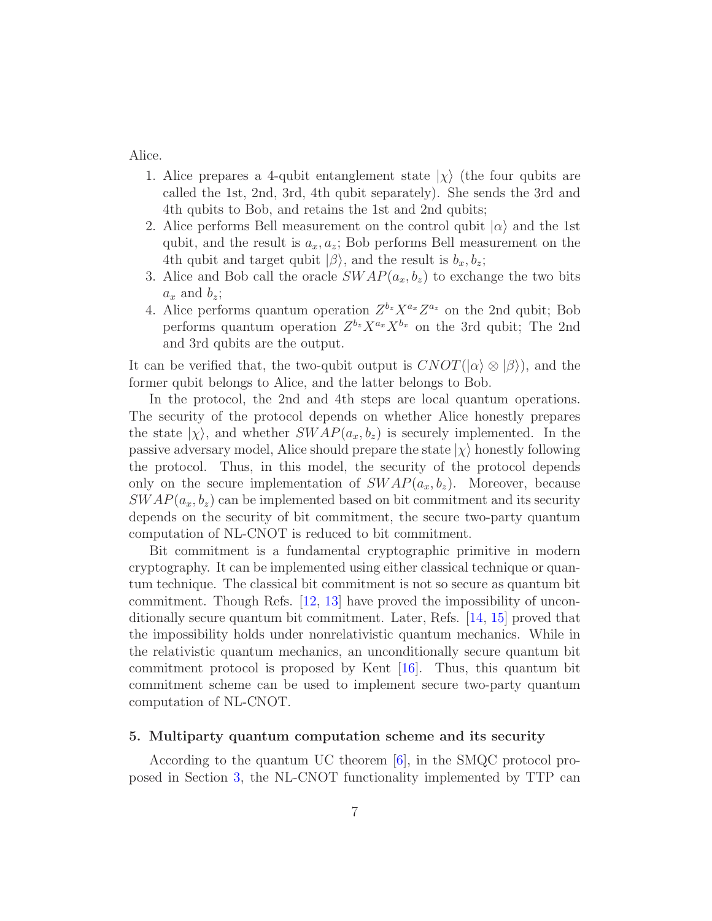Alice.

1. Alice prepares a 4-qubit entanglement state $|\chi\rangle$ (the four qubits are called the 1st, 2nd, 3rd, 4th qubit separately). She sends the 3rd and 4th qubits to Bob, and retains the 1st and 2nd qubits;
2. Alice performs Bell measurement on the control qubit $|\alpha\rangle$ and the 1st qubit, and the result is $a_x, a_z$; Bob performs Bell measurement on the 4th qubit and target qubit $|\beta\rangle$, and the result is $b_x, b_z$;
3. Alice and Bob call the oracle $SWAP(a_x, b_z)$ to exchange the two bits $a_x$ and $b_z$;
4. Alice performs quantum operation $Z^{b_z}X^{a_x}Z^{a_z}$ on the 2nd qubit; Bob performs quantum operation $Z^{b_z}X^{a_x}X^{b_x}$ on the 3rd qubit; The 2nd and 3rd qubits are the output.

It can be verified that, the two-qubit output is $CNOT(|\alpha\rangle \otimes |\beta\rangle)$, and the former qubit belongs to Alice, and the latter belongs to Bob.

In the protocol, the 2nd and 4th steps are local quantum operations. The security of the protocol depends on whether Alice honestly prepares the state $|\chi\rangle$, and whether $SWAP(a_x, b_z)$ is securely implemented. In the passive adversary model, Alice should prepare the state $|\chi\rangle$ honestly following the protocol. Thus, in this model, the security of the protocol depends only on the secure implementation of $SWAP(a_x, b_z)$. Moreover, because $SWAP(a_x, b_z)$ can be implemented based on bit commitment and its security depends on the security of bit commitment, the secure two-party quantum computation of NL-CNOT is reduced to bit commitment.

Bit commitment is a fundamental cryptographic primitive in modern cryptography. It can be implemented using either classical technique or quantum technique. The classical bit commitment is not so secure as quantum bit commitment. Though Refs. [12, 13] have proved the impossibility of unconditionally secure quantum bit commitment. Later, Refs. [14, 15] proved that the impossibility holds under nonrelativistic quantum mechanics. While in the relativistic quantum mechanics, an unconditionally secure quantum bit commitment protocol is proposed by Kent [16]. Thus, this quantum bit commitment scheme can be used to implement secure two-party quantum computation of NL-CNOT.

## 5. Multiparty quantum computation scheme and its security

According to the quantum UC theorem [6], in the SMQC protocol proposed in Section 3, the NL-CNOT functionality implemented by TTP can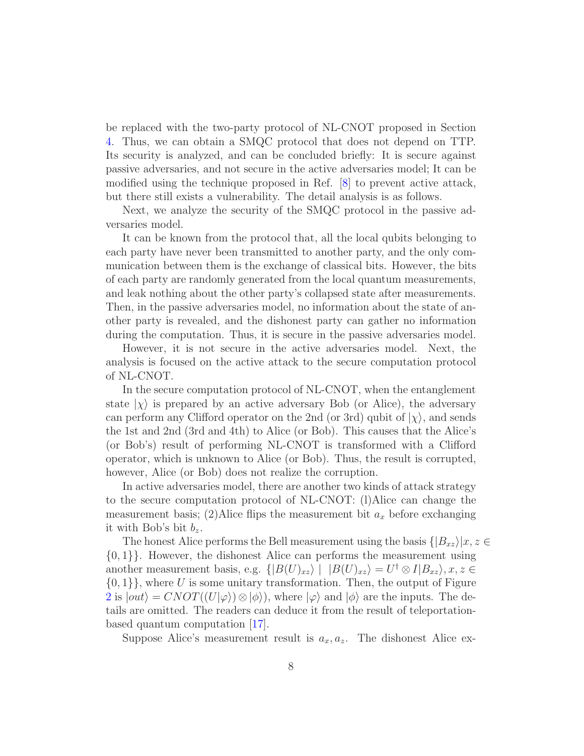be replaced with the two-party protocol of NL-CNOT proposed in Section 4. Thus, we can obtain a SMQC protocol that does not depend on TTP. Its security is analyzed, and can be concluded briefly: It is secure against passive adversaries, and not secure in the active adversaries model; It can be modified using the technique proposed in Ref. [8] to prevent active attack, but there still exists a vulnerability. The detail analysis is as follows.

Next, we analyze the security of the SMQC protocol in the passive adversaries model.

It can be known from the protocol that, all the local qubits belonging to each party have never been transmitted to another party, and the only communication between them is the exchange of classical bits. However, the bits of each party are randomly generated from the local quantum measurements, and leak nothing about the other party's collapsed state after measurements. Then, in the passive adversaries model, no information about the state of another party is revealed, and the dishonest party can gather no information during the computation. Thus, it is secure in the passive adversaries model.

However, it is not secure in the active adversaries model. Next, the analysis is focused on the active attack to the secure computation protocol of NL-CNOT.

In the secure computation protocol of NL-CNOT, when the entanglement state $|\chi\rangle$ is prepared by an active adversary Bob (or Alice), the adversary can perform any Clifford operator on the 2nd (or 3rd) qubit of $|\chi\rangle$, and sends the 1st and 2nd (3rd and 4th) to Alice (or Bob). This causes that the Alice's (or Bob's) result of performing NL-CNOT is transformed with a Clifford operator, which is unknown to Alice (or Bob). Thus, the result is corrupted, however, Alice (or Bob) does not realize the corruption.

In active adversaries model, there are another two kinds of attack strategy to the secure computation protocol of NL-CNOT: (l)Alice can change the measurement basis; (2)Alice flips the measurement bit $a_x$ before exchanging it with Bob's bit $b_z$.

The honest Alice performs the Bell measurement using the basis $\{|B_{xz}\rangle | x, z \in \{0,1\}\}$. However, the dishonest Alice can performs the measurement using another measurement basis, e.g. $\{|B(U)_{xz}\rangle \mid |B(U)_{xz}\rangle = U^{\dagger} \otimes I |B_{xz}\rangle, x, z \in \{0,1\}\}$, where $U$ is some unitary transformation. Then, the output of Figure 2 is $|out\rangle = CNOT((U|\varphi\rangle) \otimes |\phi\rangle)$, where $|\varphi\rangle$ and $|\phi\rangle$ are the inputs. The details are omitted. The readers can deduce it from the result of teleportation-based quantum computation [17].

Suppose Alice's measurement result is $a_x, a_z$. The dishonest Alice ex-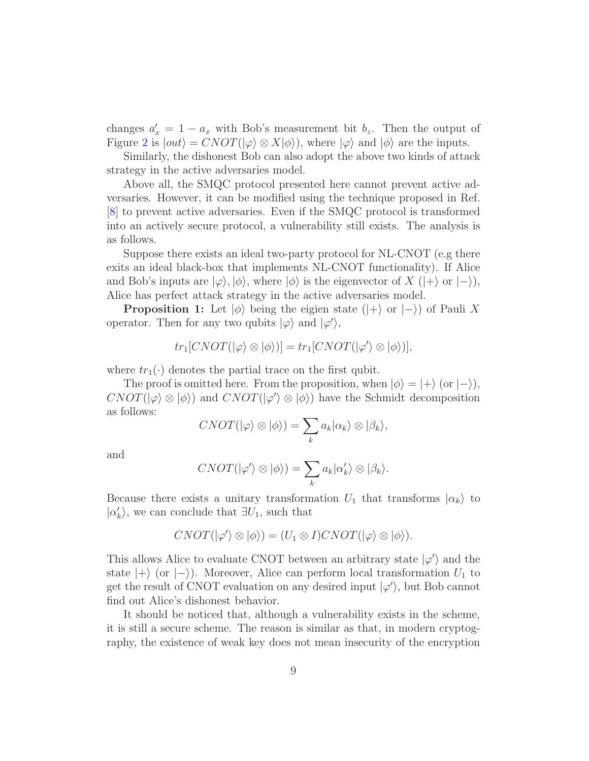changes $a'_x = 1 - a_x$ with Bob's measurement bit $b_z$. Then the output of Figure 2 is $|out\rangle = CNOT(|\varphi\rangle \otimes X|\phi\rangle)$, where $|\varphi\rangle$ and $|\phi\rangle$ are the inputs.

Similarly, the dishonest Bob can also adopt the above two kinds of attack strategy in the active adversaries model.

Above all, the SMQC protocol presented here cannot prevent active adversaries. However, it can be modified using the technique proposed in Ref. [8] to prevent active adversaries. Even if the SMQC protocol is transformed into an actively secure protocol, a vulnerability still exists. The analysis is as follows.

Suppose there exists an ideal two-party protocol for NL-CNOT (e.g there exits an ideal black-box that implements NL-CNOT functionality). If Alice and Bob's inputs are $|\varphi\rangle, |\phi\rangle$, where $|\phi\rangle$ is the eigenvector of $X$ ($|+\rangle$ or $|-\rangle$), Alice has perfect attack strategy in the active adversaries model.

**Proposition 1:** Let $|\phi\rangle$ being the eigien state ($|+\rangle$ or $|-\rangle$) of Pauli $X$ operator. Then for any two qubits $|\varphi\rangle$ and $|\varphi'\rangle$,

$$tr_1[CNOT(|\varphi\rangle \otimes |\phi\rangle)] = tr_1[CNOT(|\varphi'\rangle \otimes |\phi\rangle)],$$

where $tr_1(\cdot)$ denotes the partial trace on the first qubit.

The proof is omitted here. From the proposition, when $|\phi\rangle = |+\rangle$ (or $|-\rangle$), $CNOT(|\varphi\rangle \otimes |\phi\rangle)$ and $CNOT(|\varphi'\rangle \otimes |\phi\rangle)$ have the Schmidt decomposition as follows:

$$CNOT(|\varphi\rangle \otimes |\phi\rangle) = \sum_k a_k |\alpha_k\rangle \otimes |\beta_k\rangle,$$

and

$$CNOT(|\varphi'\rangle \otimes |\phi\rangle) = \sum_k a_k |\alpha'_k\rangle \otimes |\beta_k\rangle.$$

Because there exists a unitary transformation $U_1$ that transforms $|\alpha_k\rangle$ to $|\alpha'_k\rangle$, we can conclude that $\exists U_1$, such that

$$CNOT(|\varphi'\rangle \otimes |\phi\rangle) = (U_1 \otimes I) CNOT(|\varphi\rangle \otimes |\phi\rangle).$$

This allows Alice to evaluate CNOT between an arbitrary state $|\varphi'\rangle$ and the state $|+\rangle$ (or $|-\rangle$). Moreover, Alice can perform local transformation $U_1$ to get the result of CNOT evaluation on any desired input $|\varphi'\rangle$, but Bob cannot find out Alice's dishonest behavior.

It should be noticed that, although a vulnerability exists in the scheme, it is still a secure scheme. The reason is similar as that, in modern cryptography, the existence of weak key does not mean insecurity of the encryption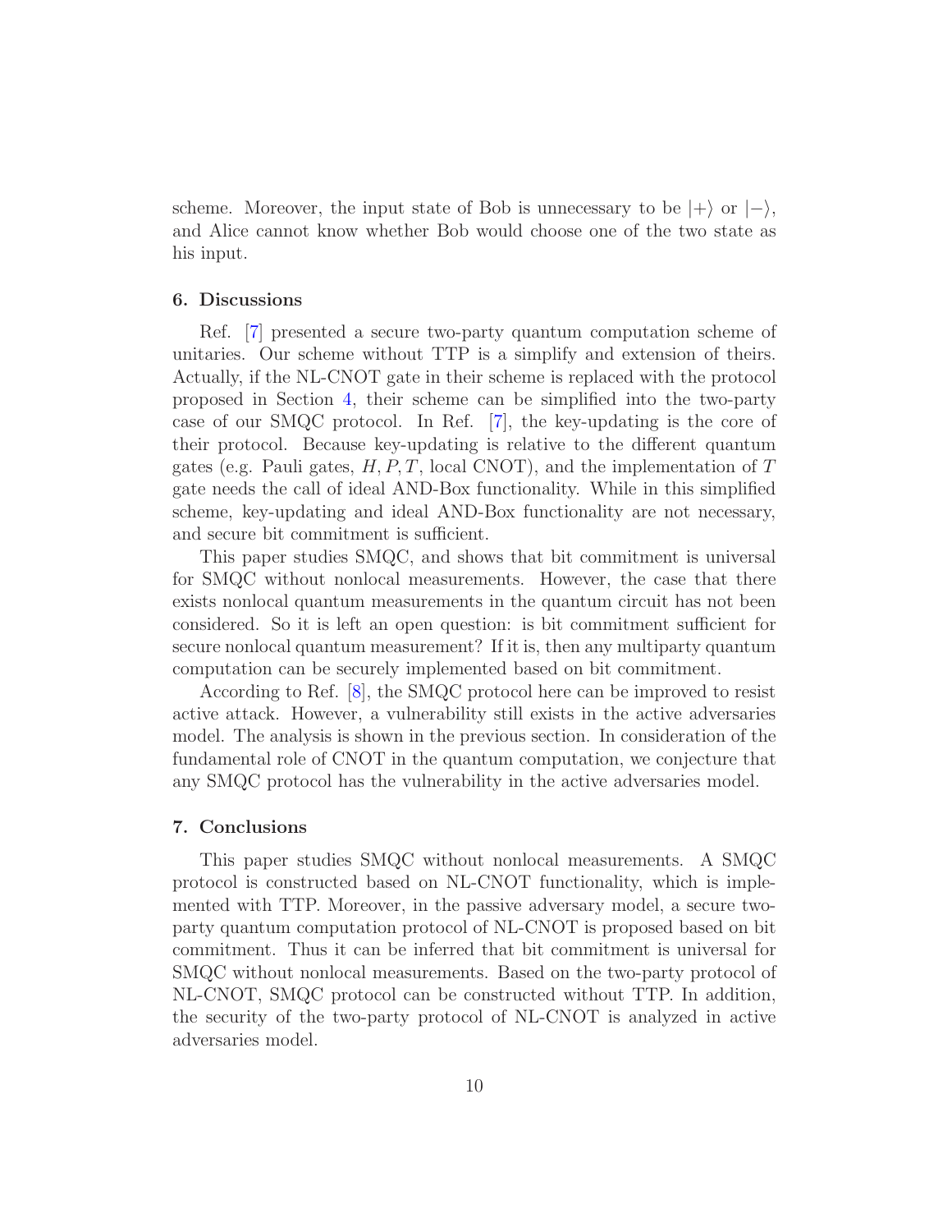scheme. Moreover, the input state of Bob is unnecessary to be $|+\rangle$ or $|-\rangle$, and Alice cannot know whether Bob would choose one of the two state as his input.

## 6. Discussions

Ref. [7] presented a secure two-party quantum computation scheme of unitaries. Our scheme without TTP is a simplify and extension of theirs. Actually, if the NL-CNOT gate in their scheme is replaced with the protocol proposed in Section 4, their scheme can be simplified into the two-party case of our SMQC protocol. In Ref. [7], the key-updating is the core of their protocol. Because key-updating is relative to the different quantum gates (e.g. Pauli gates, $H, P, T$, local CNOT), and the implementation of $T$ gate needs the call of ideal AND-Box functionality. While in this simplified scheme, key-updating and ideal AND-Box functionality are not necessary, and secure bit commitment is sufficient.

This paper studies SMQC, and shows that bit commitment is universal for SMQC without nonlocal measurements. However, the case that there exists nonlocal quantum measurements in the quantum circuit has not been considered. So it is left an open question: is bit commitment sufficient for secure nonlocal quantum measurement? If it is, then any multiparty quantum computation can be securely implemented based on bit commitment.

According to Ref. [8], the SMQC protocol here can be improved to resist active attack. However, a vulnerability still exists in the active adversaries model. The analysis is shown in the previous section. In consideration of the fundamental role of CNOT in the quantum computation, we conjecture that any SMQC protocol has the vulnerability in the active adversaries model.

## 7. Conclusions

This paper studies SMQC without nonlocal measurements. A SMQC protocol is constructed based on NL-CNOT functionality, which is implemented with TTP. Moreover, in the passive adversary model, a secure two-party quantum computation protocol of NL-CNOT is proposed based on bit commitment. Thus it can be inferred that bit commitment is universal for SMQC without nonlocal measurements. Based on the two-party protocol of NL-CNOT, SMQC protocol can be constructed without TTP. In addition, the security of the two-party protocol of NL-CNOT is analyzed in active adversaries model.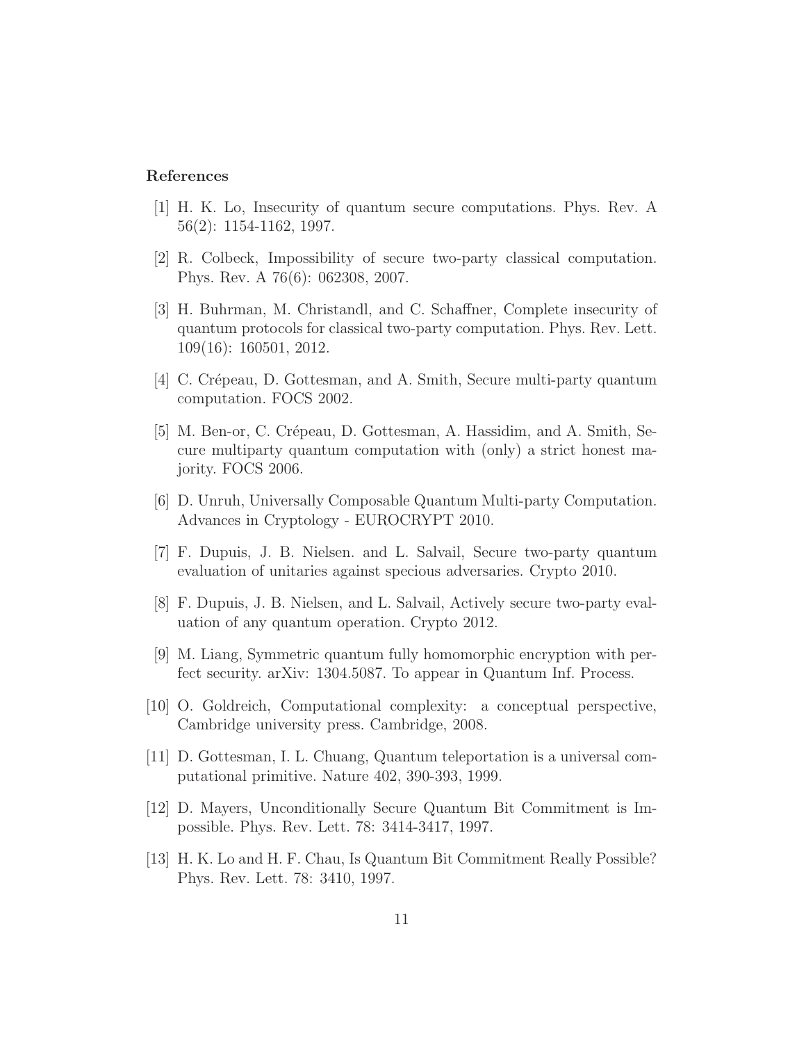## References

[1] H. K. Lo, Insecurity of quantum secure computations. Phys. Rev. A 56(2): 1154-1162, 1997.

[2] R. Colbeck, Impossibility of secure two-party classical computation. Phys. Rev. A 76(6): 062308, 2007.

[3] H. Buhrman, M. Christandl, and C. Schaffner, Complete insecurity of quantum protocols for classical two-party computation. Phys. Rev. Lett. 109(16): 160501, 2012.

[4] C. Crépeau, D. Gottesman, and A. Smith, Secure multi-party quantum computation. FOCS 2002.

[5] M. Ben-or, C. Crépeau, D. Gottesman, A. Hassidim, and A. Smith, Secure multiparty quantum computation with (only) a strict honest majority. FOCS 2006.

[6] D. Unruh, Universally Composable Quantum Multi-party Computation. Advances in Cryptology - EUROCRYPT 2010.

[7] F. Dupuis, J. B. Nielsen. and L. Salvail, Secure two-party quantum evaluation of unitaries against specious adversaries. Crypto 2010.

[8] F. Dupuis, J. B. Nielsen, and L. Salvail, Actively secure two-party evaluation of any quantum operation. Crypto 2012.

[9] M. Liang, Symmetric quantum fully homomorphic encryption with perfect security. arXiv: 1304.5087. To appear in Quantum Inf. Process.

[10] O. Goldreich, Computational complexity: a conceptual perspective, Cambridge university press. Cambridge, 2008.

[11] D. Gottesman, I. L. Chuang, Quantum teleportation is a universal computational primitive. Nature 402, 390-393, 1999.

[12] D. Mayers, Unconditionally Secure Quantum Bit Commitment is Impossible. Phys. Rev. Lett. 78: 3414-3417, 1997.

[13] H. K. Lo and H. F. Chau, Is Quantum Bit Commitment Really Possible? Phys. Rev. Lett. 78: 3410, 1997.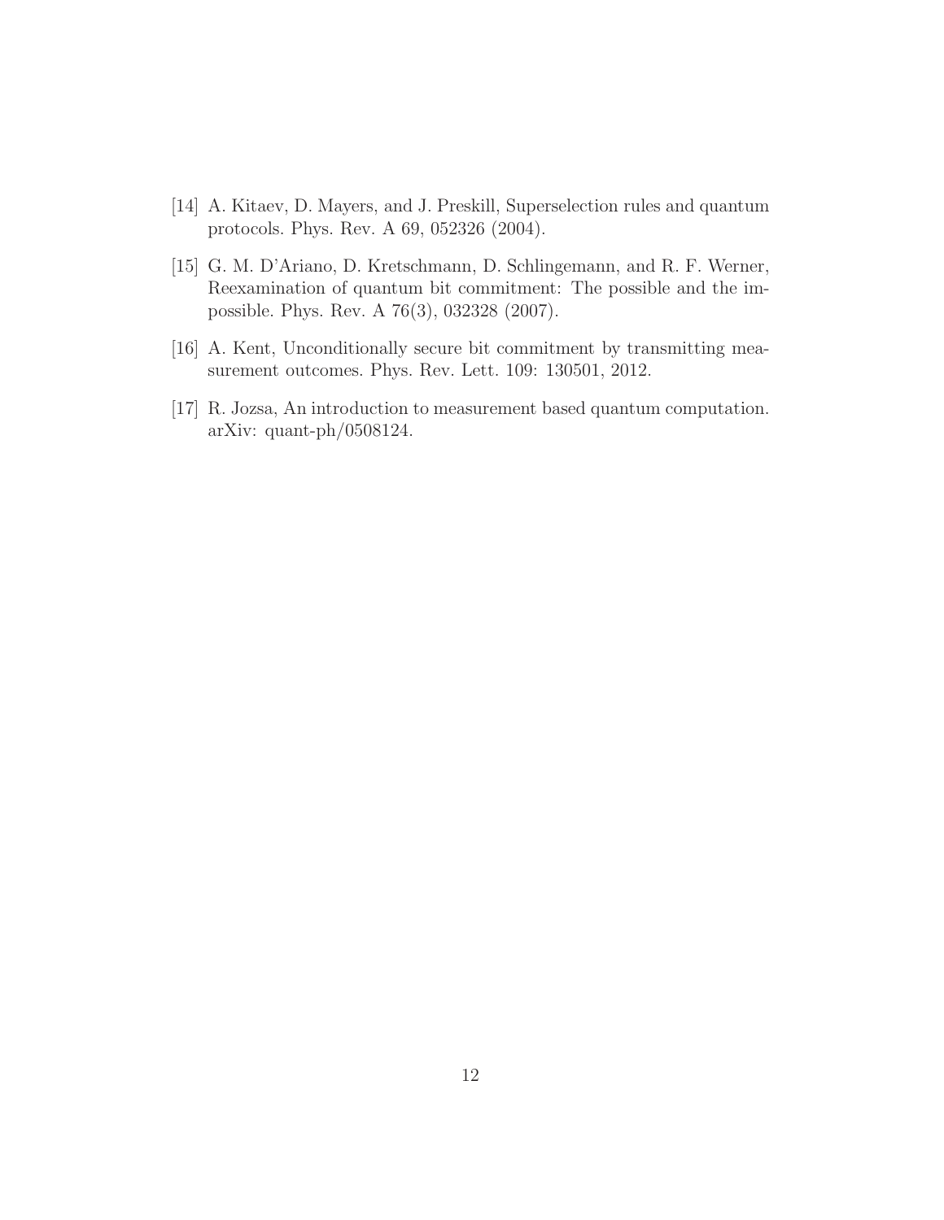[14] A. Kitaev, D. Mayers, and J. Preskill, Superselection rules and quantum protocols. Phys. Rev. A 69, 052326 (2004).

[15] G. M. D'Ariano, D. Kretschmann, D. Schlingemann, and R. F. Werner, Reexamination of quantum bit commitment: The possible and the impossible. Phys. Rev. A 76(3), 032328 (2007).

[16] A. Kent, Unconditionally secure bit commitment by transmitting measurement outcomes. Phys. Rev. Lett. 109: 130501, 2012.

[17] R. Jozsa, An introduction to measurement based quantum computation. arXiv: quant-ph/0508124.